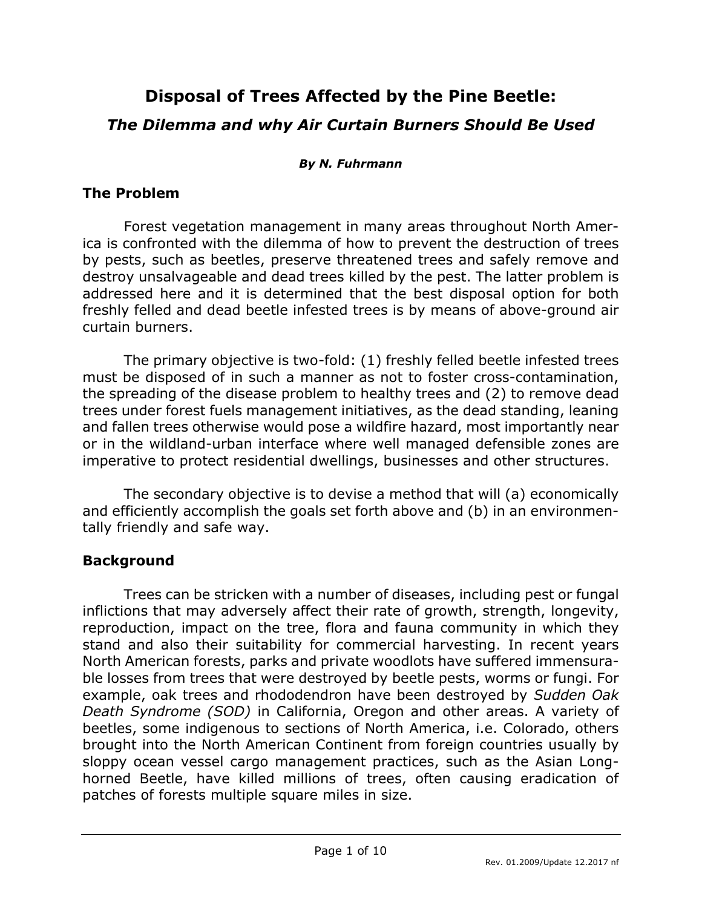# Disposal of Trees Affected by the Pine Beetle:

## *The Dilemma and why Air Curtain Burners Should Be Used*

***By N. Fuhrmann***

## The Problem

Forest vegetation management in many areas throughout North America is confronted with the dilemma of how to prevent the destruction of trees by pests, such as beetles, preserve threatened trees and safely remove and destroy unsalvageable and dead trees killed by the pest. The latter problem is addressed here and it is determined that the best disposal option for both freshly felled and dead beetle infested trees is by means of above-ground air curtain burners.

The primary objective is two-fold: (1) freshly felled beetle infested trees must be disposed of in such a manner as not to foster cross-contamination, the spreading of the disease problem to healthy trees and (2) to remove dead trees under forest fuels management initiatives, as the dead standing, leaning and fallen trees otherwise would pose a wildfire hazard, most importantly near or in the wildland-urban interface where well managed defensible zones are imperative to protect residential dwellings, businesses and other structures.

The secondary objective is to devise a method that will (a) economically and efficiently accomplish the goals set forth above and (b) in an environmentally friendly and safe way.

## Background

Trees can be stricken with a number of diseases, including pest or fungal inflictions that may adversely affect their rate of growth, strength, longevity, reproduction, impact on the tree, flora and fauna community in which they stand and also their suitability for commercial harvesting. In recent years North American forests, parks and private woodlots have suffered immensurable losses from trees that were destroyed by beetle pests, worms or fungi. For example, oak trees and rhododendron have been destroyed by *Sudden Oak Death Syndrome (SOD)* in California, Oregon and other areas. A variety of beetles, some indigenous to sections of North America, i.e. Colorado, others brought into the North American Continent from foreign countries usually by sloppy ocean vessel cargo management practices, such as the Asian Longhorned Beetle, have killed millions of trees, often causing eradication of patches of forests multiple square miles in size.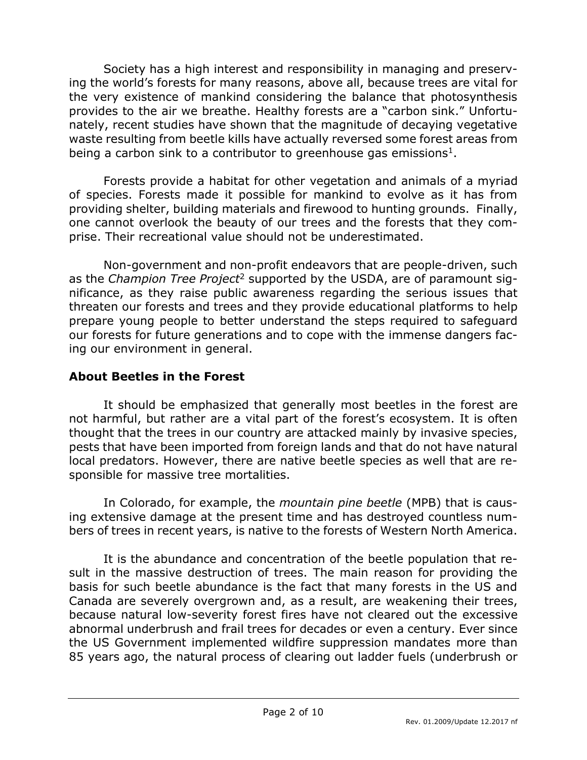Society has a high interest and responsibility in managing and preserving the world's forests for many reasons, above all, because trees are vital for the very existence of mankind considering the balance that photosynthesis provides to the air we breathe. Healthy forests are a "carbon sink." Unfortunately, recent studies have shown that the magnitude of decaying vegetative waste resulting from beetle kills have actually reversed some forest areas from being a carbon sink to a contributor to greenhouse gas emissions[1].

Forests provide a habitat for other vegetation and animals of a myriad of species. Forests made it possible for mankind to evolve as it has from providing shelter, building materials and firewood to hunting grounds. Finally, one cannot overlook the beauty of our trees and the forests that they comprise. Their recreational value should not be underestimated.

Non-government and non-profit endeavors that are people-driven, such as the *Champion Tree Project*[2] supported by the USDA, are of paramount significance, as they raise public awareness regarding the serious issues that threaten our forests and trees and they provide educational platforms to help prepare young people to better understand the steps required to safeguard our forests for future generations and to cope with the immense dangers facing our environment in general.

## About Beetles in the Forest

It should be emphasized that generally most beetles in the forest are not harmful, but rather are a vital part of the forest's ecosystem. It is often thought that the trees in our country are attacked mainly by invasive species, pests that have been imported from foreign lands and that do not have natural local predators. However, there are native beetle species as well that are responsible for massive tree mortalities.

In Colorado, for example, the *mountain pine beetle* (MPB) that is causing extensive damage at the present time and has destroyed countless numbers of trees in recent years, is native to the forests of Western North America.

It is the abundance and concentration of the beetle population that result in the massive destruction of trees. The main reason for providing the basis for such beetle abundance is the fact that many forests in the US and Canada are severely overgrown and, as a result, are weakening their trees, because natural low-severity forest fires have not cleared out the excessive abnormal underbrush and frail trees for decades or even a century. Ever since the US Government implemented wildfire suppression mandates more than 85 years ago, the natural process of clearing out ladder fuels (underbrush or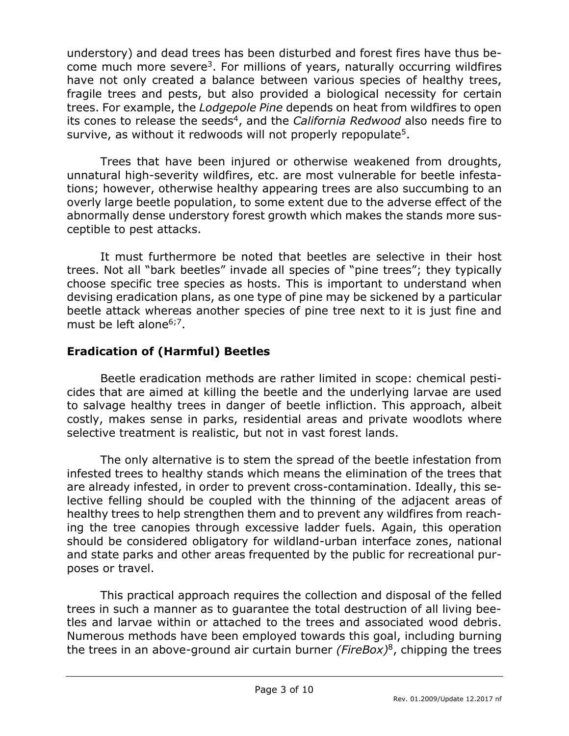understory) and dead trees has been disturbed and forest fires have thus become much more severe[3]. For millions of years, naturally occurring wildfires have not only created a balance between various species of healthy trees, fragile trees and pests, but also provided a biological necessity for certain trees. For example, the *Lodgepole Pine* depends on heat from wildfires to open its cones to release the seeds[4], and the *California Redwood* also needs fire to survive, as without it redwoods will not properly repopulate[5].

Trees that have been injured or otherwise weakened from droughts, unnatural high-severity wildfires, etc. are most vulnerable for beetle infestations; however, otherwise healthy appearing trees are also succumbing to an overly large beetle population, to some extent due to the adverse effect of the abnormally dense understory forest growth which makes the stands more susceptible to pest attacks.

It must furthermore be noted that beetles are selective in their host trees. Not all "bark beetles" invade all species of "pine trees"; they typically choose specific tree species as hosts. This is important to understand when devising eradication plans, as one type of pine may be sickened by a particular beetle attack whereas another species of pine tree next to it is just fine and must be left alone[6;7].

## Eradication of (Harmful) Beetles

Beetle eradication methods are rather limited in scope: chemical pesticides that are aimed at killing the beetle and the underlying larvae are used to salvage healthy trees in danger of beetle infliction. This approach, albeit costly, makes sense in parks, residential areas and private woodlots where selective treatment is realistic, but not in vast forest lands.

The only alternative is to stem the spread of the beetle infestation from infested trees to healthy stands which means the elimination of the trees that are already infested, in order to prevent cross-contamination. Ideally, this selective felling should be coupled with the thinning of the adjacent areas of healthy trees to help strengthen them and to prevent any wildfires from reaching the tree canopies through excessive ladder fuels. Again, this operation should be considered obligatory for wildland-urban interface zones, national and state parks and other areas frequented by the public for recreational purposes or travel.

This practical approach requires the collection and disposal of the felled trees in such a manner as to guarantee the total destruction of all living beetles and larvae within or attached to the trees and associated wood debris. Numerous methods have been employed towards this goal, including burning the trees in an above-ground air curtain burner *(FireBox)*[8], chipping the trees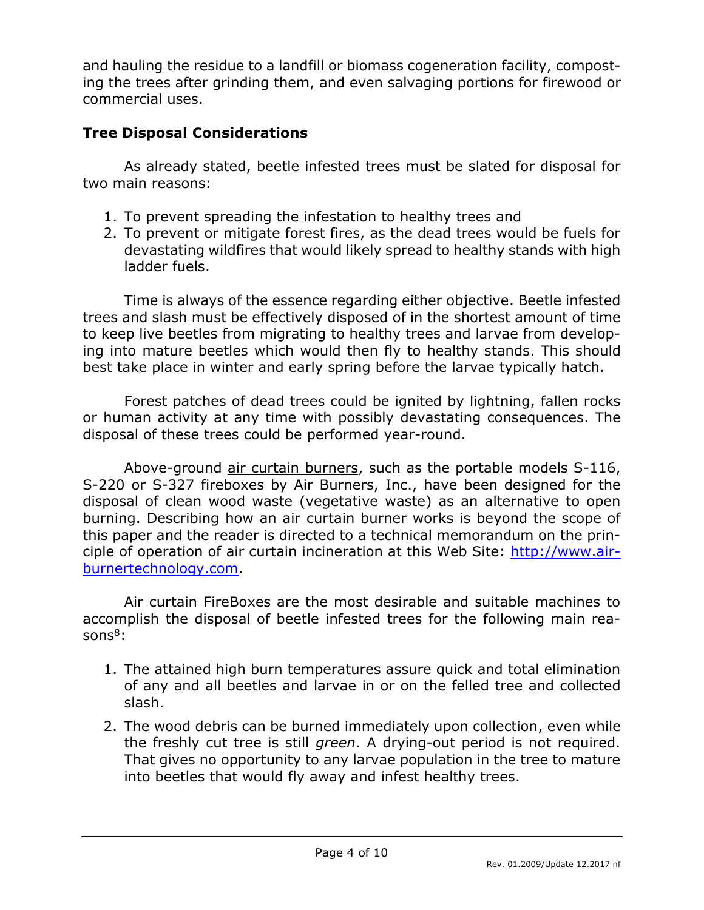and hauling the residue to a landfill or biomass cogeneration facility, composting the trees after grinding them, and even salvaging portions for firewood or commercial uses.

## Tree Disposal Considerations

As already stated, beetle infested trees must be slated for disposal for two main reasons:

1. To prevent spreading the infestation to healthy trees and
2. To prevent or mitigate forest fires, as the dead trees would be fuels for devastating wildfires that would likely spread to healthy stands with high ladder fuels.

Time is always of the essence regarding either objective. Beetle infested trees and slash must be effectively disposed of in the shortest amount of time to keep live beetles from migrating to healthy trees and larvae from developing into mature beetles which would then fly to healthy stands. This should best take place in winter and early spring before the larvae typically hatch.

Forest patches of dead trees could be ignited by lightning, fallen rocks or human activity at any time with possibly devastating consequences. The disposal of these trees could be performed year-round.

Above-ground air curtain burners, such as the portable models S-116, S-220 or S-327 fireboxes by Air Burners, Inc., have been designed for the disposal of clean wood waste (vegetative waste) as an alternative to open burning. Describing how an air curtain burner works is beyond the scope of this paper and the reader is directed to a technical memorandum on the principle of operation of air curtain incineration at this Web Site: [http://www.airburnertechnology.com](http://www.airburnertechnology.com).

Air curtain FireBoxes are the most desirable and suitable machines to accomplish the disposal of beetle infested trees for the following main reasons[8]:

1. The attained high burn temperatures assure quick and total elimination of any and all beetles and larvae in or on the felled tree and collected slash.
2. The wood debris can be burned immediately upon collection, even while the freshly cut tree is still *green*. A drying-out period is not required. That gives no opportunity to any larvae population in the tree to mature into beetles that would fly away and infest healthy trees.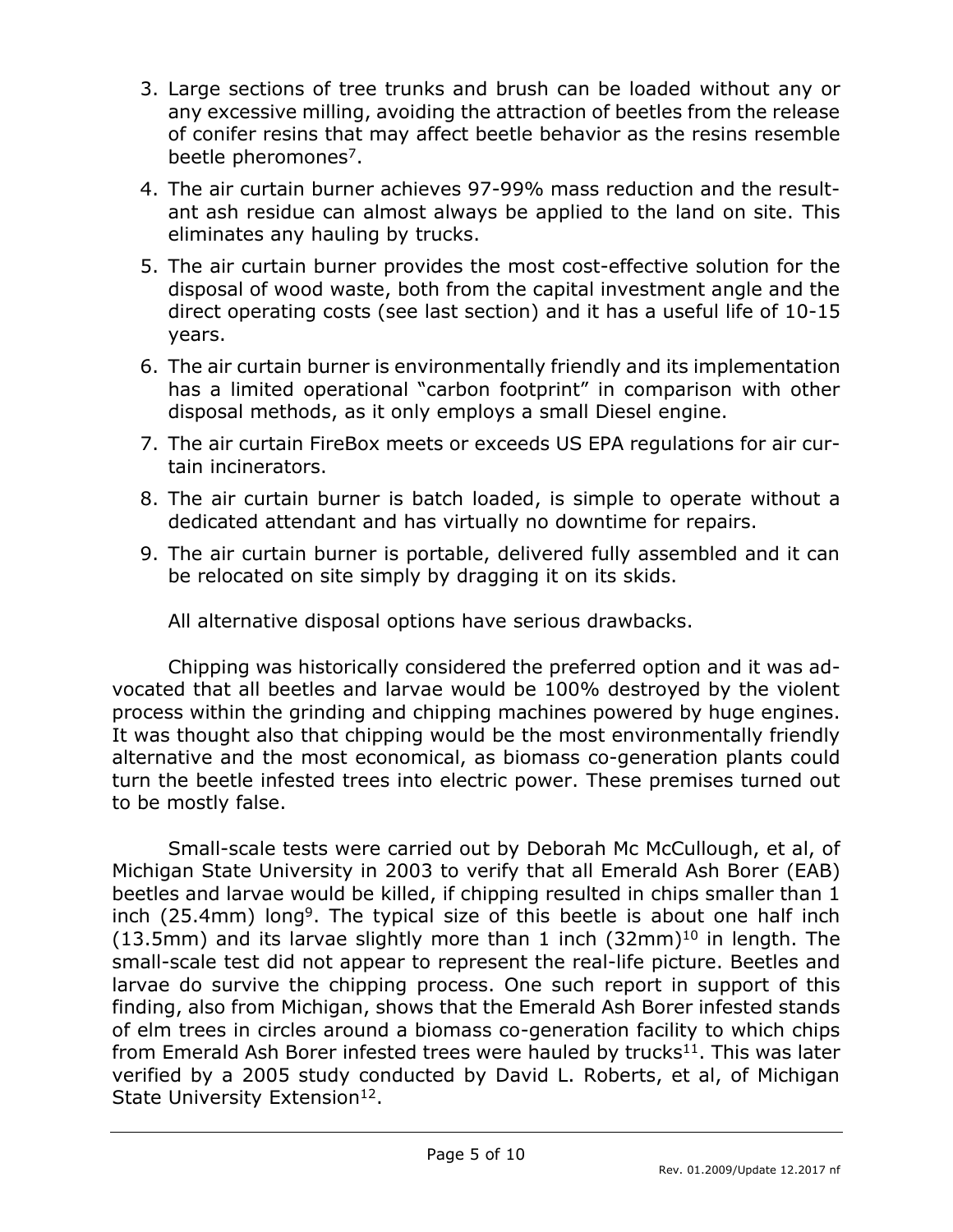3. Large sections of tree trunks and brush can be loaded without any or any excessive milling, avoiding the attraction of beetles from the release of conifer resins that may affect beetle behavior as the resins resemble beetle pheromones[7].
4. The air curtain burner achieves 97-99% mass reduction and the resultant ash residue can almost always be applied to the land on site. This eliminates any hauling by trucks.
5. The air curtain burner provides the most cost-effective solution for the disposal of wood waste, both from the capital investment angle and the direct operating costs (see last section) and it has a useful life of 10-15 years.
6. The air curtain burner is environmentally friendly and its implementation has a limited operational "carbon footprint" in comparison with other disposal methods, as it only employs a small Diesel engine.
7. The air curtain FireBox meets or exceeds US EPA regulations for air curtain incinerators.
8. The air curtain burner is batch loaded, is simple to operate without a dedicated attendant and has virtually no downtime for repairs.
9. The air curtain burner is portable, delivered fully assembled and it can be relocated on site simply by dragging it on its skids.

All alternative disposal options have serious drawbacks.

Chipping was historically considered the preferred option and it was advocated that all beetles and larvae would be 100% destroyed by the violent process within the grinding and chipping machines powered by huge engines. It was thought also that chipping would be the most environmentally friendly alternative and the most economical, as biomass co-generation plants could turn the beetle infested trees into electric power. These premises turned out to be mostly false.

Small-scale tests were carried out by Deborah Mc McCullough, et al, of Michigan State University in 2003 to verify that all Emerald Ash Borer (EAB) beetles and larvae would be killed, if chipping resulted in chips smaller than 1 inch (25.4mm) long[9]. The typical size of this beetle is about one half inch (13.5mm) and its larvae slightly more than 1 inch (32mm)[10] in length. The small-scale test did not appear to represent the real-life picture. Beetles and larvae do survive the chipping process. One such report in support of this finding, also from Michigan, shows that the Emerald Ash Borer infested stands of elm trees in circles around a biomass co-generation facility to which chips from Emerald Ash Borer infested trees were hauled by trucks[11]. This was later verified by a 2005 study conducted by David L. Roberts, et al, of Michigan State University Extension[12].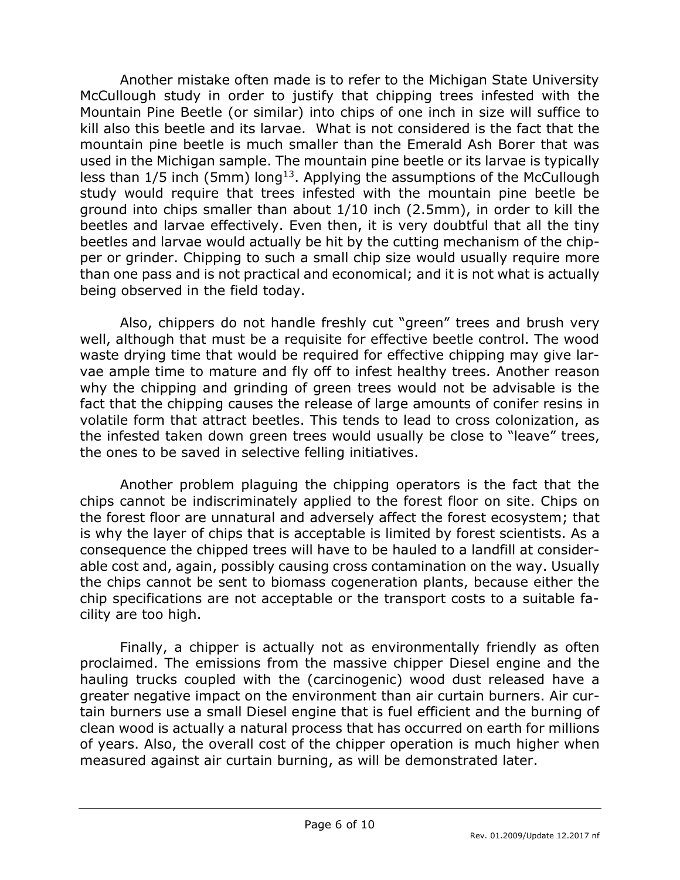Another mistake often made is to refer to the Michigan State University McCullough study in order to justify that chipping trees infested with the Mountain Pine Beetle (or similar) into chips of one inch in size will suffice to kill also this beetle and its larvae. What is not considered is the fact that the mountain pine beetle is much smaller than the Emerald Ash Borer that was used in the Michigan sample. The mountain pine beetle or its larvae is typically less than 1/5 inch (5mm) long[13]. Applying the assumptions of the McCullough study would require that trees infested with the mountain pine beetle be ground into chips smaller than about 1/10 inch (2.5mm), in order to kill the beetles and larvae effectively. Even then, it is very doubtful that all the tiny beetles and larvae would actually be hit by the cutting mechanism of the chipper or grinder. Chipping to such a small chip size would usually require more than one pass and is not practical and economical; and it is not what is actually being observed in the field today.

Also, chippers do not handle freshly cut "green" trees and brush very well, although that must be a requisite for effective beetle control. The wood waste drying time that would be required for effective chipping may give larvae ample time to mature and fly off to infest healthy trees. Another reason why the chipping and grinding of green trees would not be advisable is the fact that the chipping causes the release of large amounts of conifer resins in volatile form that attract beetles. This tends to lead to cross colonization, as the infested taken down green trees would usually be close to "leave" trees, the ones to be saved in selective felling initiatives.

Another problem plaguing the chipping operators is the fact that the chips cannot be indiscriminately applied to the forest floor on site. Chips on the forest floor are unnatural and adversely affect the forest ecosystem; that is why the layer of chips that is acceptable is limited by forest scientists. As a consequence the chipped trees will have to be hauled to a landfill at considerable cost and, again, possibly causing cross contamination on the way. Usually the chips cannot be sent to biomass cogeneration plants, because either the chip specifications are not acceptable or the transport costs to a suitable facility are too high.

Finally, a chipper is actually not as environmentally friendly as often proclaimed. The emissions from the massive chipper Diesel engine and the hauling trucks coupled with the (carcinogenic) wood dust released have a greater negative impact on the environment than air curtain burners. Air curtain burners use a small Diesel engine that is fuel efficient and the burning of clean wood is actually a natural process that has occurred on earth for millions of years. Also, the overall cost of the chipper operation is much higher when measured against air curtain burning, as will be demonstrated later.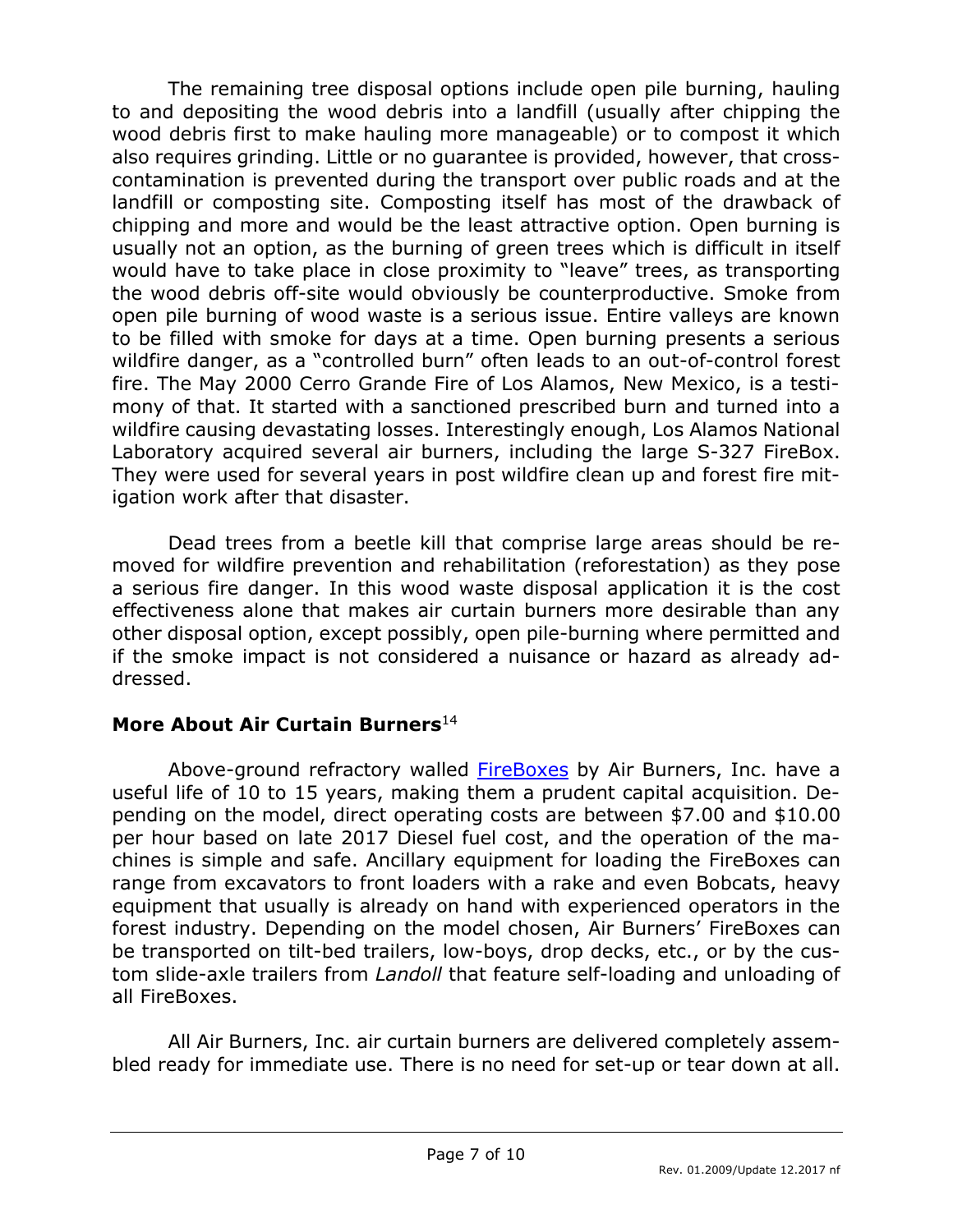The remaining tree disposal options include open pile burning, hauling to and depositing the wood debris into a landfill (usually after chipping the wood debris first to make hauling more manageable) or to compost it which also requires grinding. Little or no guarantee is provided, however, that cross-contamination is prevented during the transport over public roads and at the landfill or composting site. Composting itself has most of the drawback of chipping and more and would be the least attractive option. Open burning is usually not an option, as the burning of green trees which is difficult in itself would have to take place in close proximity to "leave" trees, as transporting the wood debris off-site would obviously be counterproductive. Smoke from open pile burning of wood waste is a serious issue. Entire valleys are known to be filled with smoke for days at a time. Open burning presents a serious wildfire danger, as a "controlled burn" often leads to an out-of-control forest fire. The May 2000 Cerro Grande Fire of Los Alamos, New Mexico, is a testimony of that. It started with a sanctioned prescribed burn and turned into a wildfire causing devastating losses. Interestingly enough, Los Alamos National Laboratory acquired several air burners, including the large S-327 FireBox. They were used for several years in post wildfire clean up and forest fire mitigation work after that disaster.

Dead trees from a beetle kill that comprise large areas should be removed for wildfire prevention and rehabilitation (reforestation) as they pose a serious fire danger. In this wood waste disposal application it is the cost effectiveness alone that makes air curtain burners more desirable than any other disposal option, except possibly, open pile-burning where permitted and if the smoke impact is not considered a nuisance or hazard as already addressed.

## More About Air Curtain Burners[14]

Above-ground refractory walled FireBoxes by Air Burners, Inc. have a useful life of 10 to 15 years, making them a prudent capital acquisition. Depending on the model, direct operating costs are between $7.00 and $10.00 per hour based on late 2017 Diesel fuel cost, and the operation of the machines is simple and safe. Ancillary equipment for loading the FireBoxes can range from excavators to front loaders with a rake and even Bobcats, heavy equipment that usually is already on hand with experienced operators in the forest industry. Depending on the model chosen, Air Burners' FireBoxes can be transported on tilt-bed trailers, low-boys, drop decks, etc., or by the custom slide-axle trailers from *Landoll* that feature self-loading and unloading of all FireBoxes.

All Air Burners, Inc. air curtain burners are delivered completely assembled ready for immediate use. There is no need for set-up or tear down at all.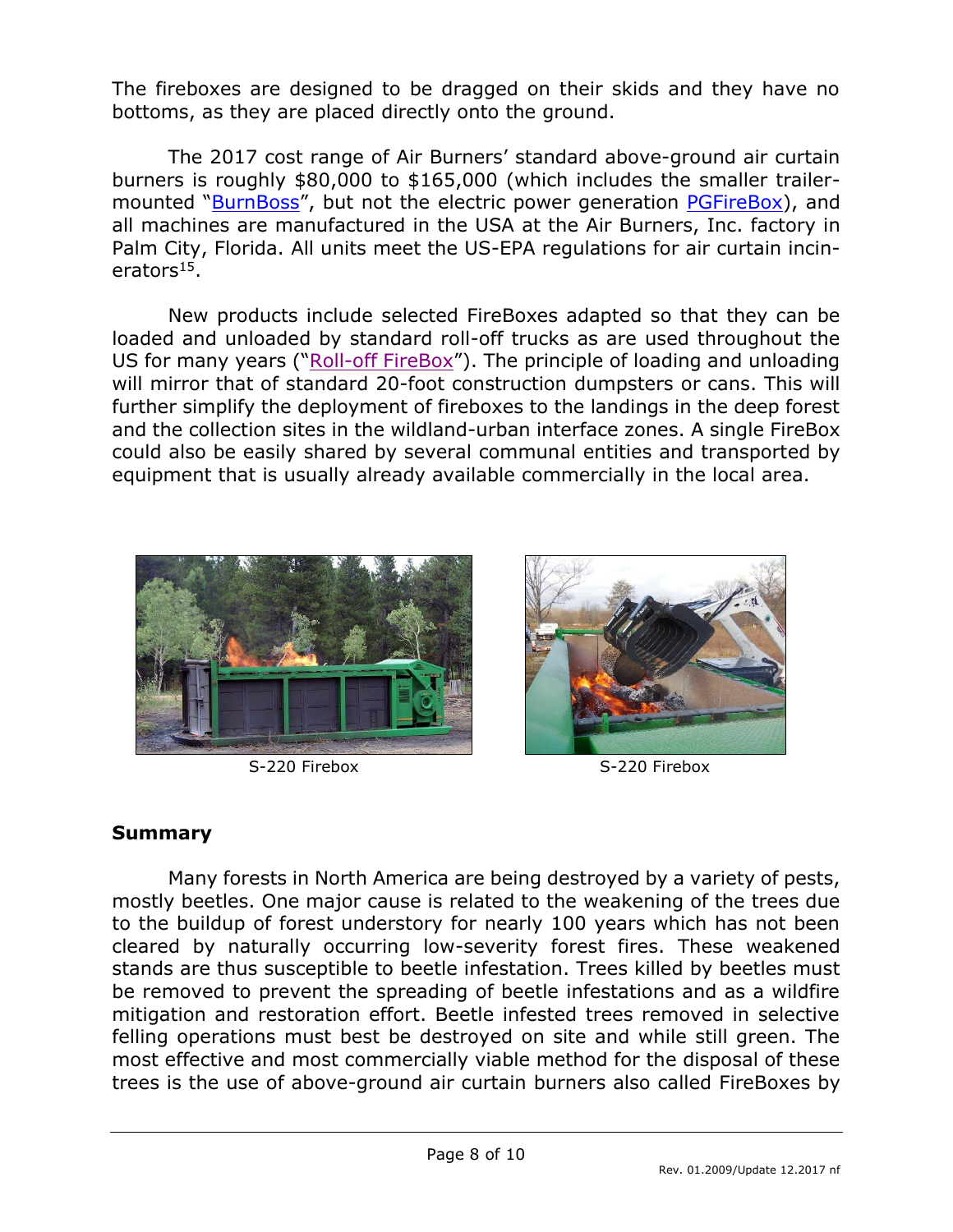The fireboxes are designed to be dragged on their skids and they have no bottoms, as they are placed directly onto the ground.

The 2017 cost range of Air Burners' standard above-ground air curtain burners is roughly $80,000 to $165,000 (which includes the smaller trailer-mounted "BurnBoss", but not the electric power generation PGFireBox), and all machines are manufactured in the USA at the Air Burners, Inc. factory in Palm City, Florida. All units meet the US-EPA regulations for air curtain incinerators[15].

New products include selected FireBoxes adapted so that they can be loaded and unloaded by standard roll-off trucks as are used throughout the US for many years ("Roll-off FireBox"). The principle of loading and unloading will mirror that of standard 20-foot construction dumpsters or cans. This will further simplify the deployment of fireboxes to the landings in the deep forest and the collection sites in the wildland-urban interface zones. A single FireBox could also be easily shared by several communal entities and transported by equipment that is usually already available commercially in the local area.

S-220 Firebox

S-220 Firebox

## Summary

Many forests in North America are being destroyed by a variety of pests, mostly beetles. One major cause is related to the weakening of the trees due to the buildup of forest understory for nearly 100 years which has not been cleared by naturally occurring low-severity forest fires. These weakened stands are thus susceptible to beetle infestation. Trees killed by beetles must be removed to prevent the spreading of beetle infestations and as a wildfire mitigation and restoration effort. Beetle infested trees removed in selective felling operations must best be destroyed on site and while still green. The most effective and most commercially viable method for the disposal of these trees is the use of above-ground air curtain burners also called FireBoxes by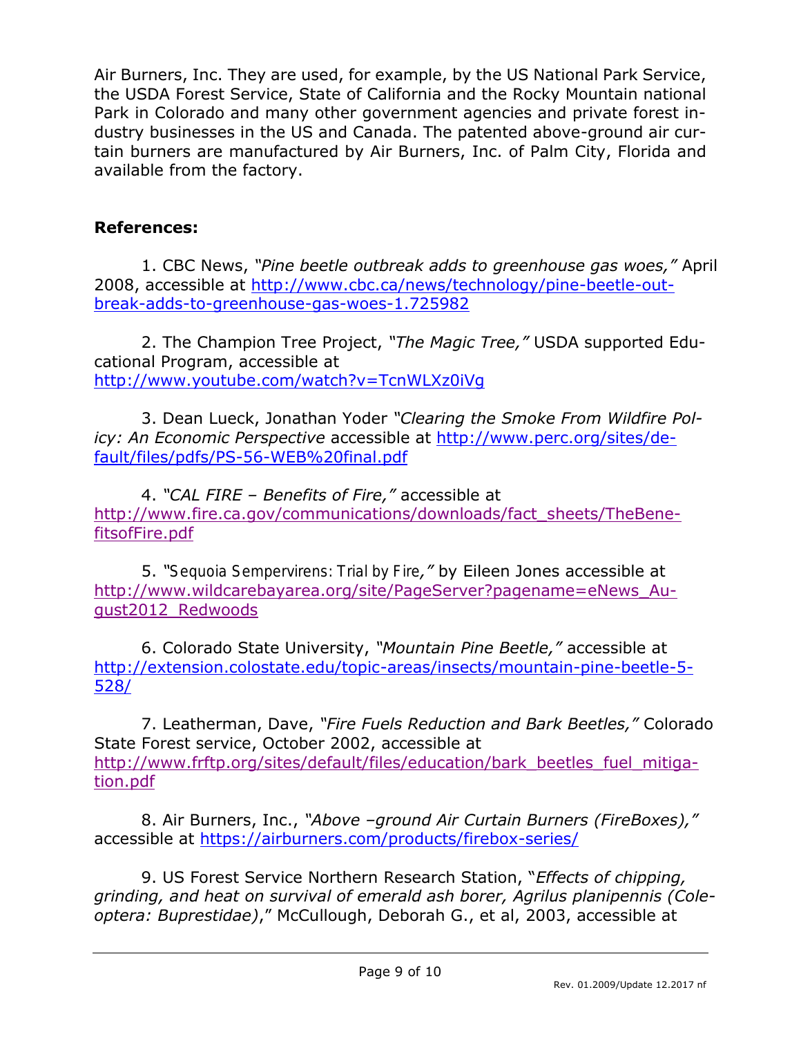Air Burners, Inc. They are used, for example, by the US National Park Service, the USDA Forest Service, State of California and the Rocky Mountain national Park in Colorado and many other government agencies and private forest industry businesses in the US and Canada. The patented above-ground air curtain burners are manufactured by Air Burners, Inc. of Palm City, Florida and available from the factory.

**References:**

1. CBC News, *"Pine beetle outbreak adds to greenhouse gas woes,"* April 2008, accessible at http://www.cbc.ca/news/technology/pine-beetle-outbreak-adds-to-greenhouse-gas-woes-1.725982

2. The Champion Tree Project, *"The Magic Tree,"* USDA supported Educational Program, accessible at http://www.youtube.com/watch?v=TcnWLXz0iVg

3. Dean Lueck, Jonathan Yoder *"Clearing the Smoke From Wildfire Policy: An Economic Perspective* accessible at http://www.perc.org/sites/default/files/pdfs/PS-56-WEB%20final.pdf

4. *"CAL FIRE – Benefits of Fire,"* accessible at http://www.fire.ca.gov/communications/downloads/fact_sheets/TheBenefitsofFire.pdf

5. *"Sequoia Sempervirens: Trial by Fire,"* by Eileen Jones accessible at http://www.wildcarebayarea.org/site/PageServer?pagename=eNews_August2012_Redwoods

6. Colorado State University, *"Mountain Pine Beetle,"* accessible at http://extension.colostate.edu/topic-areas/insects/mountain-pine-beetle-5-528/

7. Leatherman, Dave, *"Fire Fuels Reduction and Bark Beetles,"* Colorado State Forest service, October 2002, accessible at http://www.frftp.org/sites/default/files/education/bark_beetles_fuel_mitigation.pdf

8. Air Burners, Inc., *"Above –ground Air Curtain Burners (FireBoxes),"* accessible at https://airburners.com/products/firebox-series/

9. US Forest Service Northern Research Station, "*Effects of chipping, grinding, and heat on survival of emerald ash borer, Agrilus planipennis (Coleoptera: Buprestidae)*," McCullough, Deborah G., et al, 2003, accessible at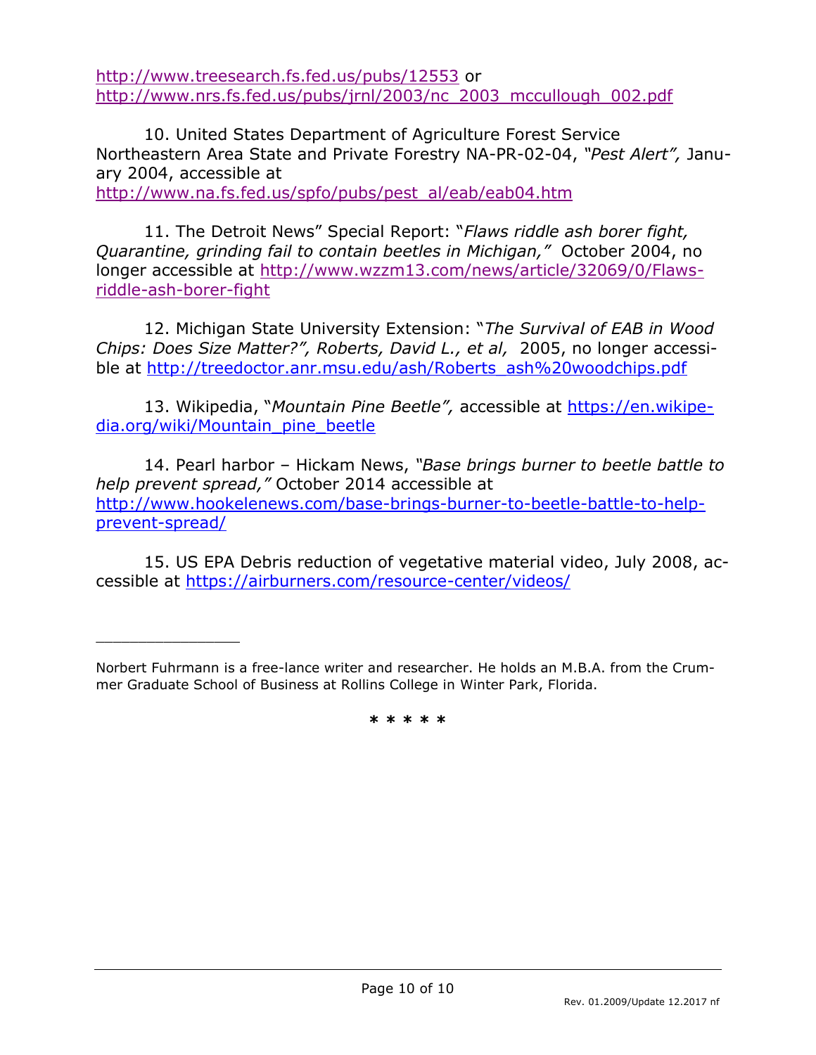http://www.treesearch.fs.fed.us/pubs/12553 or http://www.nrs.fs.fed.us/pubs/jrnl/2003/nc_2003_mccullough_002.pdf

10. United States Department of Agriculture Forest Service Northeastern Area State and Private Forestry NA-PR-02-04, *"Pest Alert",* January 2004, accessible at http://www.na.fs.fed.us/spfo/pubs/pest_al/eab/eab04.htm

11. The Detroit News" Special Report: "*Flaws riddle ash borer fight, Quarantine, grinding fail to contain beetles in Michigan,"* October 2004, no longer accessible at http://www.wzzm13.com/news/article/32069/0/Flaws-riddle-ash-borer-fight

12. Michigan State University Extension: "*The Survival of EAB in Wood Chips: Does Size Matter?", Roberts, David L., et al,* 2005, no longer accessible at http://treedoctor.anr.msu.edu/ash/Roberts_ash%20woodchips.pdf

13. Wikipedia, "*Mountain Pine Beetle",* accessible at https://en.wikipedia.org/wiki/Mountain_pine_beetle

14. Pearl harbor – Hickam News, *"Base brings burner to beetle battle to help prevent spread,"* October 2014 accessible at http://www.hookelenews.com/base-brings-burner-to-beetle-battle-to-help-prevent-spread/

15. US EPA Debris reduction of vegetative material video, July 2008, accessible at https://airburners.com/resource-center/videos/

---

Norbert Fuhrmann is a free-lance writer and researcher. He holds an M.B.A. from the Crummer Graduate School of Business at Rollins College in Winter Park, Florida.

**\* \* \* \* \***